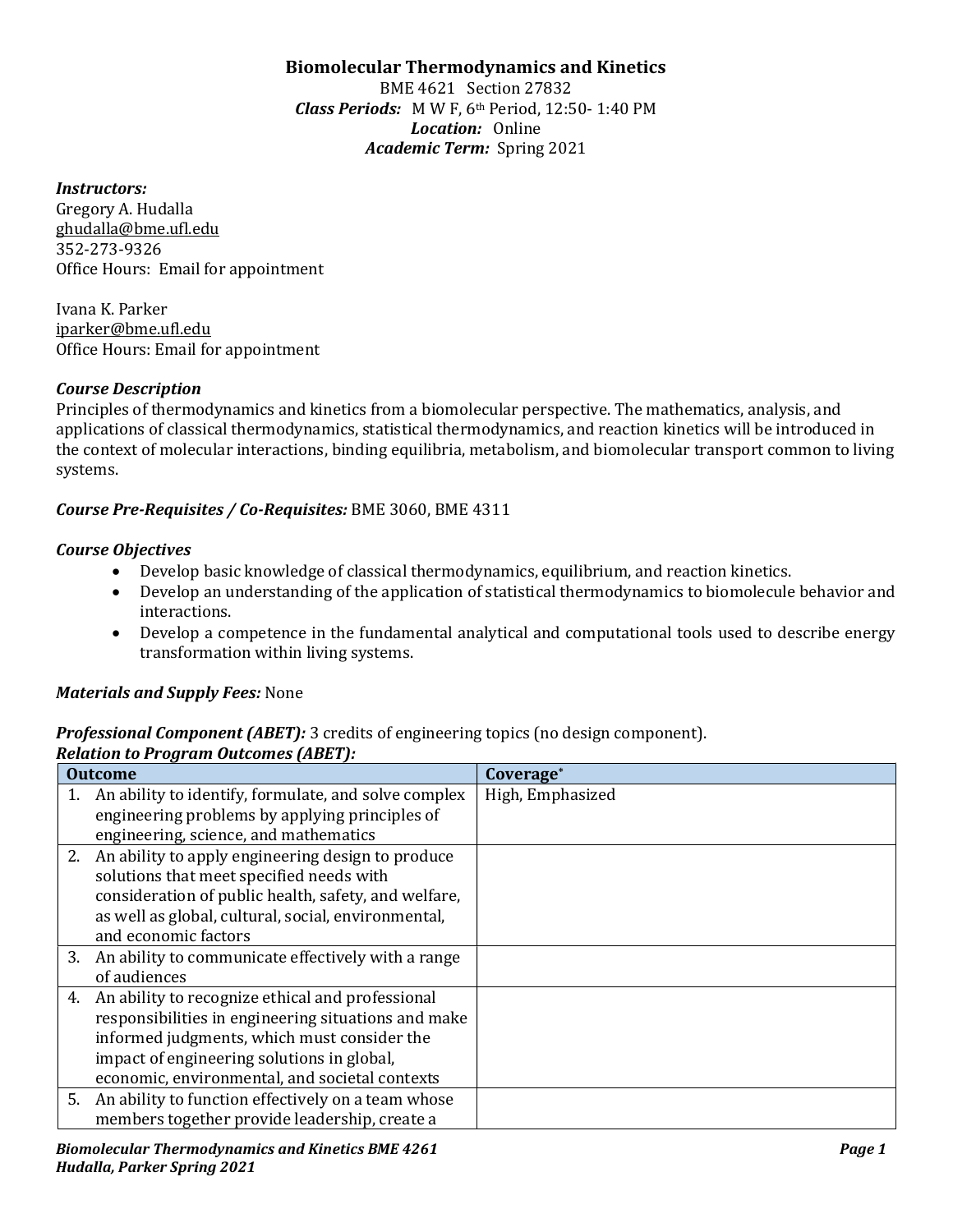# Biomolecular Thermodynamics and Kinetics

BME 4621 Section 27832
***Class Periods:*** M W F, 6th Period, 12:50- 1:40 PM
***Location:*** Online
***Academic Term:*** Spring 2021

***Instructors:***
Gregory A. Hudalla
ghudalla@bme.ufl.edu
352-273-9326
Office Hours: Email for appointment

Ivana K. Parker
iparker@bme.ufl.edu
Office Hours: Email for appointment

***Course Description***
Principles of thermodynamics and kinetics from a biomolecular perspective. The mathematics, analysis, and applications of classical thermodynamics, statistical thermodynamics, and reaction kinetics will be introduced in the context of molecular interactions, binding equilibria, metabolism, and biomolecular transport common to living systems.

***Course Pre-Requisites / Co-Requisites:*** BME 3060, BME 4311

***Course Objectives***

- Develop basic knowledge of classical thermodynamics, equilibrium, and reaction kinetics.
- Develop an understanding of the application of statistical thermodynamics to biomolecule behavior and interactions.
- Develop a competence in the fundamental analytical and computational tools used to describe energy transformation within living systems.

***Materials and Supply Fees:*** None

***Professional Component (ABET):*** 3 credits of engineering topics (no design component).
***Relation to Program Outcomes (ABET):***

| Outcome | Coverage* |
|---|---|
| 1. An ability to identify, formulate, and solve complex engineering problems by applying principles of engineering, science, and mathematics | High, Emphasized |
| 2. An ability to apply engineering design to produce solutions that meet specified needs with consideration of public health, safety, and welfare, as well as global, cultural, social, environmental, and economic factors | |
| 3. An ability to communicate effectively with a range of audiences | |
| 4. An ability to recognize ethical and professional responsibilities in engineering situations and make informed judgments, which must consider the impact of engineering solutions in global, economic, environmental, and societal contexts | |
| 5. An ability to function effectively on a team whose members together provide leadership, create a | |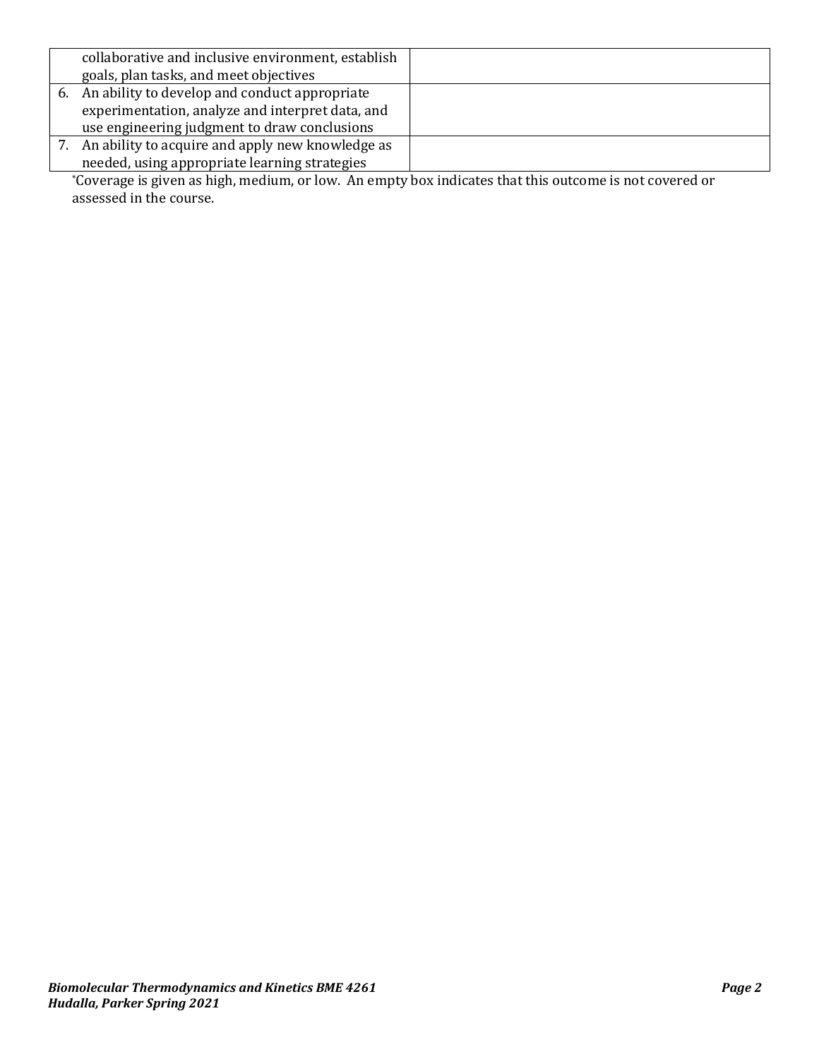| | |
|---|---|
| collaborative and inclusive environment, establish goals, plan tasks, and meet objectives | |
| 6. An ability to develop and conduct appropriate experimentation, analyze and interpret data, and use engineering judgment to draw conclusions | |
| 7. An ability to acquire and apply new knowledge as needed, using appropriate learning strategies | |

*Coverage is given as high, medium, or low. An empty box indicates that this outcome is not covered or assessed in the course.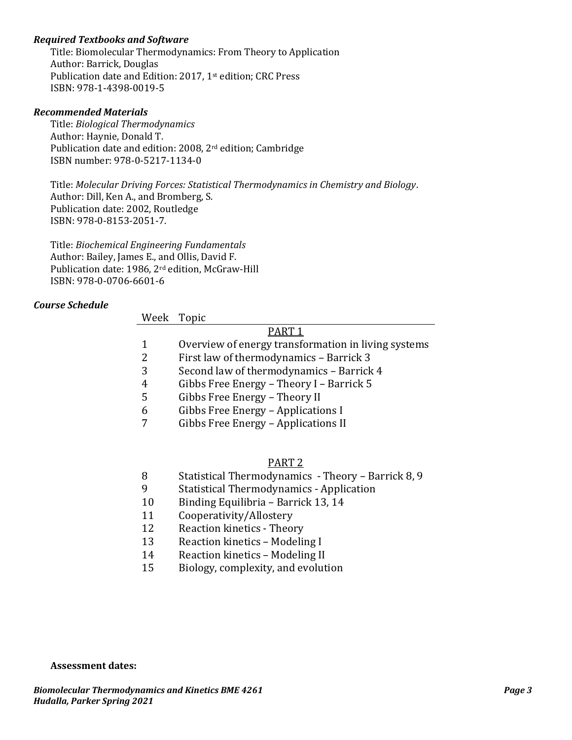### *Required Textbooks and Software*

Title: Biomolecular Thermodynamics: From Theory to Application
Author: Barrick, Douglas
Publication date and Edition: 2017, 1st edition; CRC Press
ISBN: 978-1-4398-0019-5

### *Recommended Materials*

Title: *Biological Thermodynamics*
Author: Haynie, Donald T.
Publication date and edition: 2008, 2rd edition; Cambridge
ISBN number: 978-0-5217-1134-0

Title: *Molecular Driving Forces: Statistical Thermodynamics in Chemistry and Biology*.
Author: Dill, Ken A., and Bromberg, S.
Publication date: 2002, Routledge
ISBN: 978-0-8153-2051-7.

Title: *Biochemical Engineering Fundamentals*
Author: Bailey, James E., and Ollis, David F.
Publication date: 1986, 2rd edition, McGraw-Hill
ISBN: 978-0-0706-6601-6

### *Course Schedule*

| Week | Topic |
|---|---|
| | PART 1 |
| 1 | Overview of energy transformation in living systems |
| 2 | First law of thermodynamics – Barrick 3 |
| 3 | Second law of thermodynamics – Barrick 4 |
| 4 | Gibbs Free Energy – Theory I – Barrick 5 |
| 5 | Gibbs Free Energy – Theory II |
| 6 | Gibbs Free Energy – Applications I |
| 7 | Gibbs Free Energy – Applications II |
| | PART 2 |
| 8 | Statistical Thermodynamics - Theory – Barrick 8, 9 |
| 9 | Statistical Thermodynamics - Application |
| 10 | Binding Equilibria – Barrick 13, 14 |
| 11 | Cooperativity/Allostery |
| 12 | Reaction kinetics - Theory |
| 13 | Reaction kinetics – Modeling I |
| 14 | Reaction kinetics – Modeling II |
| 15 | Biology, complexity, and evolution |

**Assessment dates:**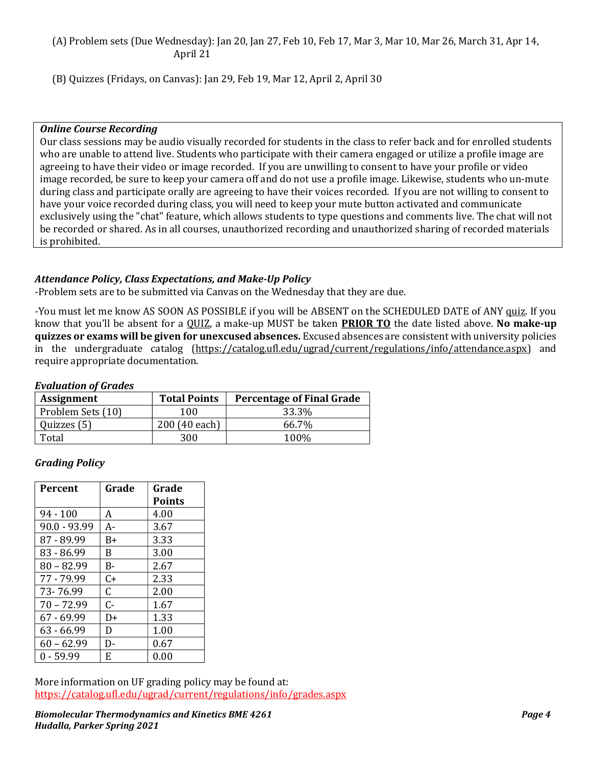(A) Problem sets (Due Wednesday): Jan 20, Jan 27, Feb 10, Feb 17, Mar 3, Mar 10, Mar 26, March 31, Apr 14, April 21

(B) Quizzes (Fridays, on Canvas): Jan 29, Feb 19, Mar 12, April 2, April 30

***Online Course Recording***
Our class sessions may be audio visually recorded for students in the class to refer back and for enrolled students who are unable to attend live. Students who participate with their camera engaged or utilize a profile image are agreeing to have their video or image recorded. If you are unwilling to consent to have your profile or video image recorded, be sure to keep your camera off and do not use a profile image. Likewise, students who un-mute during class and participate orally are agreeing to have their voices recorded. If you are not willing to consent to have your voice recorded during class, you will need to keep your mute button activated and communicate exclusively using the "chat" feature, which allows students to type questions and comments live. The chat will not be recorded or shared. As in all courses, unauthorized recording and unauthorized sharing of recorded materials is prohibited.

***Attendance Policy, Class Expectations, and Make-Up Policy***
-Problem sets are to be submitted via Canvas on the Wednesday that they are due.

-You must let me know AS SOON AS POSSIBLE if you will be ABSENT on the SCHEDULED DATE of ANY quiz. If you know that you'll be absent for a QUIZ, a make-up MUST be taken **PRIOR TO** the date listed above. **No make-up quizzes or exams will be given for unexcused absences.** Excused absences are consistent with university policies in the undergraduate catalog (https://catalog.ufl.edu/ugrad/current/regulations/info/attendance.aspx) and require appropriate documentation.

***Evaluation of Grades***

| Assignment | Total Points | Percentage of Final Grade |
|---|---|---|
| Problem Sets (10) | 100 | 33.3% |
| Quizzes (5) | 200 (40 each) | 66.7% |
| Total | 300 | 100% |

***Grading Policy***

| Percent | Grade | Grade Points |
|---|---|---|
| 94 - 100 | A | 4.00 |
| 90.0 - 93.99 | A- | 3.67 |
| 87 - 89.99 | B+ | 3.33 |
| 83 - 86.99 | B | 3.00 |
| 80 – 82.99 | B- | 2.67 |
| 77 - 79.99 | C+ | 2.33 |
| 73- 76.99 | C | 2.00 |
| 70 – 72.99 | C- | 1.67 |
| 67 - 69.99 | D+ | 1.33 |
| 63 - 66.99 | D | 1.00 |
| 60 – 62.99 | D- | 0.67 |
| 0 - 59.99 | E | 0.00 |

More information on UF grading policy may be found at:
https://catalog.ufl.edu/ugrad/current/regulations/info/grades.aspx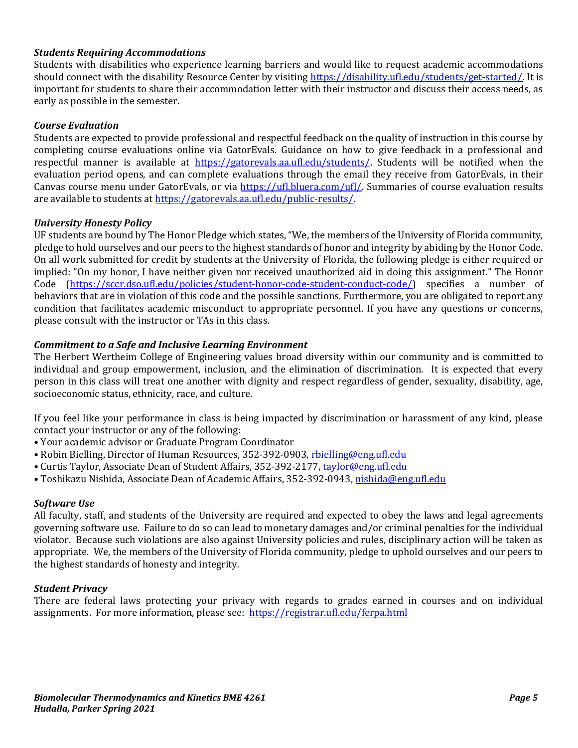### *Students Requiring Accommodations*

Students with disabilities who experience learning barriers and would like to request academic accommodations should connect with the disability Resource Center by visiting https://disability.ufl.edu/students/get-started/. It is important for students to share their accommodation letter with their instructor and discuss their access needs, as early as possible in the semester.

### *Course Evaluation*

Students are expected to provide professional and respectful feedback on the quality of instruction in this course by completing course evaluations online via GatorEvals. Guidance on how to give feedback in a professional and respectful manner is available at https://gatorevals.aa.ufl.edu/students/. Students will be notified when the evaluation period opens, and can complete evaluations through the email they receive from GatorEvals, in their Canvas course menu under GatorEvals, or via https://ufl.bluera.com/ufl/. Summaries of course evaluation results are available to students at https://gatorevals.aa.ufl.edu/public-results/.

### *University Honesty Policy*

UF students are bound by The Honor Pledge which states, "We, the members of the University of Florida community, pledge to hold ourselves and our peers to the highest standards of honor and integrity by abiding by the Honor Code. On all work submitted for credit by students at the University of Florida, the following pledge is either required or implied: "On my honor, I have neither given nor received unauthorized aid in doing this assignment." The Honor Code (https://sccr.dso.ufl.edu/policies/student-honor-code-student-conduct-code/) specifies a number of behaviors that are in violation of this code and the possible sanctions. Furthermore, you are obligated to report any condition that facilitates academic misconduct to appropriate personnel. If you have any questions or concerns, please consult with the instructor or TAs in this class.

### *Commitment to a Safe and Inclusive Learning Environment*

The Herbert Wertheim College of Engineering values broad diversity within our community and is committed to individual and group empowerment, inclusion, and the elimination of discrimination. It is expected that every person in this class will treat one another with dignity and respect regardless of gender, sexuality, disability, age, socioeconomic status, ethnicity, race, and culture.

If you feel like your performance in class is being impacted by discrimination or harassment of any kind, please contact your instructor or any of the following:

- Your academic advisor or Graduate Program Coordinator
- Robin Bielling, Director of Human Resources, 352-392-0903, rbielling@eng.ufl.edu
- Curtis Taylor, Associate Dean of Student Affairs, 352-392-2177, taylor@eng.ufl.edu
- Toshikazu Nishida, Associate Dean of Academic Affairs, 352-392-0943, nishida@eng.ufl.edu

### *Software Use*

All faculty, staff, and students of the University are required and expected to obey the laws and legal agreements governing software use. Failure to do so can lead to monetary damages and/or criminal penalties for the individual violator. Because such violations are also against University policies and rules, disciplinary action will be taken as appropriate. We, the members of the University of Florida community, pledge to uphold ourselves and our peers to the highest standards of honesty and integrity.

### *Student Privacy*

There are federal laws protecting your privacy with regards to grades earned in courses and on individual assignments. For more information, please see: https://registrar.ufl.edu/ferpa.html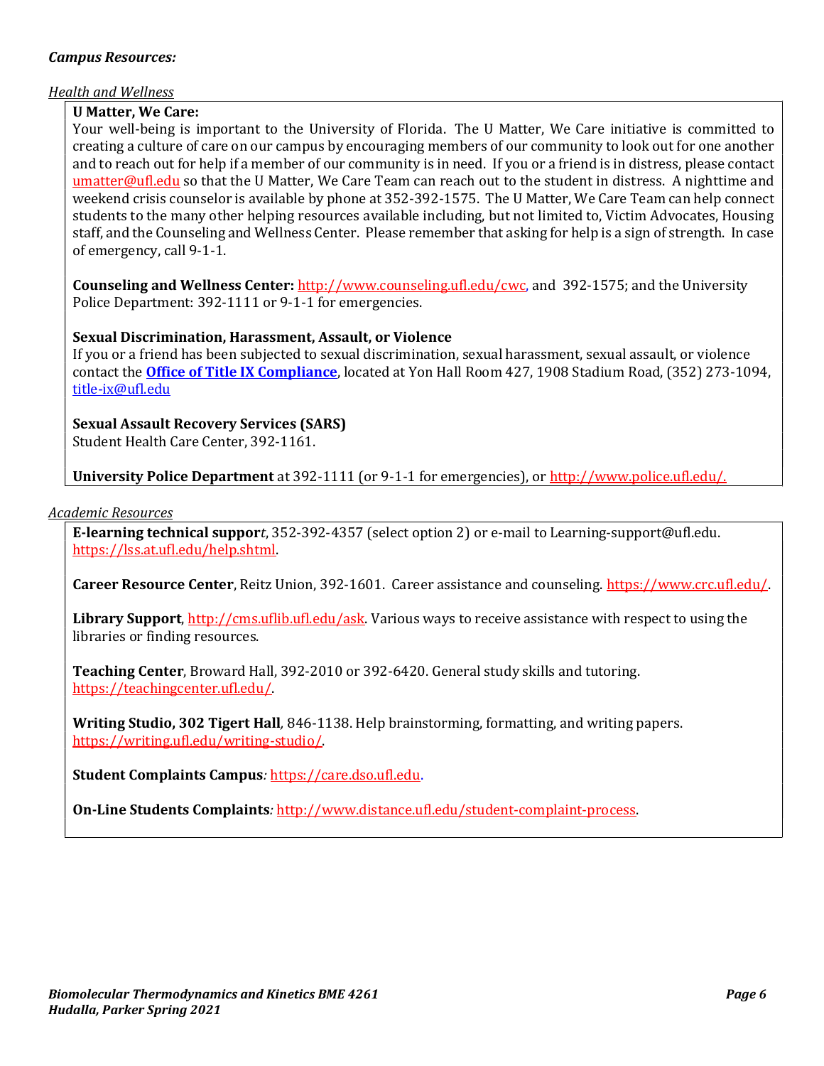***Campus Resources:***

*Health and Wellness*

**U Matter, We Care:**
Your well-being is important to the University of Florida. The U Matter, We Care initiative is committed to creating a culture of care on our campus by encouraging members of our community to look out for one another and to reach out for help if a member of our community is in need. If you or a friend is in distress, please contact umatter@ufl.edu so that the U Matter, We Care Team can reach out to the student in distress. A nighttime and weekend crisis counselor is available by phone at 352-392-1575. The U Matter, We Care Team can help connect students to the many other helping resources available including, but not limited to, Victim Advocates, Housing staff, and the Counseling and Wellness Center. Please remember that asking for help is a sign of strength. In case of emergency, call 9-1-1.

**Counseling and Wellness Center:** http://www.counseling.ufl.edu/cwc, and 392-1575; and the University Police Department: 392-1111 or 9-1-1 for emergencies.

**Sexual Discrimination, Harassment, Assault, or Violence**
If you or a friend has been subjected to sexual discrimination, sexual harassment, sexual assault, or violence contact the **Office of Title IX Compliance**, located at Yon Hall Room 427, 1908 Stadium Road, (352) 273-1094, title-ix@ufl.edu

**Sexual Assault Recovery Services (SARS)**
Student Health Care Center, 392-1161.

**University Police Department** at 392-1111 (or 9-1-1 for emergencies), or http://www.police.ufl.edu/.

*Academic Resources*

**E-learning technical support**, 352-392-4357 (select option 2) or e-mail to Learning-support@ufl.edu. https://lss.at.ufl.edu/help.shtml.

**Career Resource Center**, Reitz Union, 392-1601. Career assistance and counseling. https://www.crc.ufl.edu/.

**Library Support**, http://cms.uflib.ufl.edu/ask. Various ways to receive assistance with respect to using the libraries or finding resources.

**Teaching Center**, Broward Hall, 392-2010 or 392-6420. General study skills and tutoring. https://teachingcenter.ufl.edu/.

**Writing Studio, 302 Tigert Hall**, 846-1138. Help brainstorming, formatting, and writing papers. https://writing.ufl.edu/writing-studio/.

**Student Complaints Campus**: https://care.dso.ufl.edu.

**On-Line Students Complaints**: http://www.distance.ufl.edu/student-complaint-process.